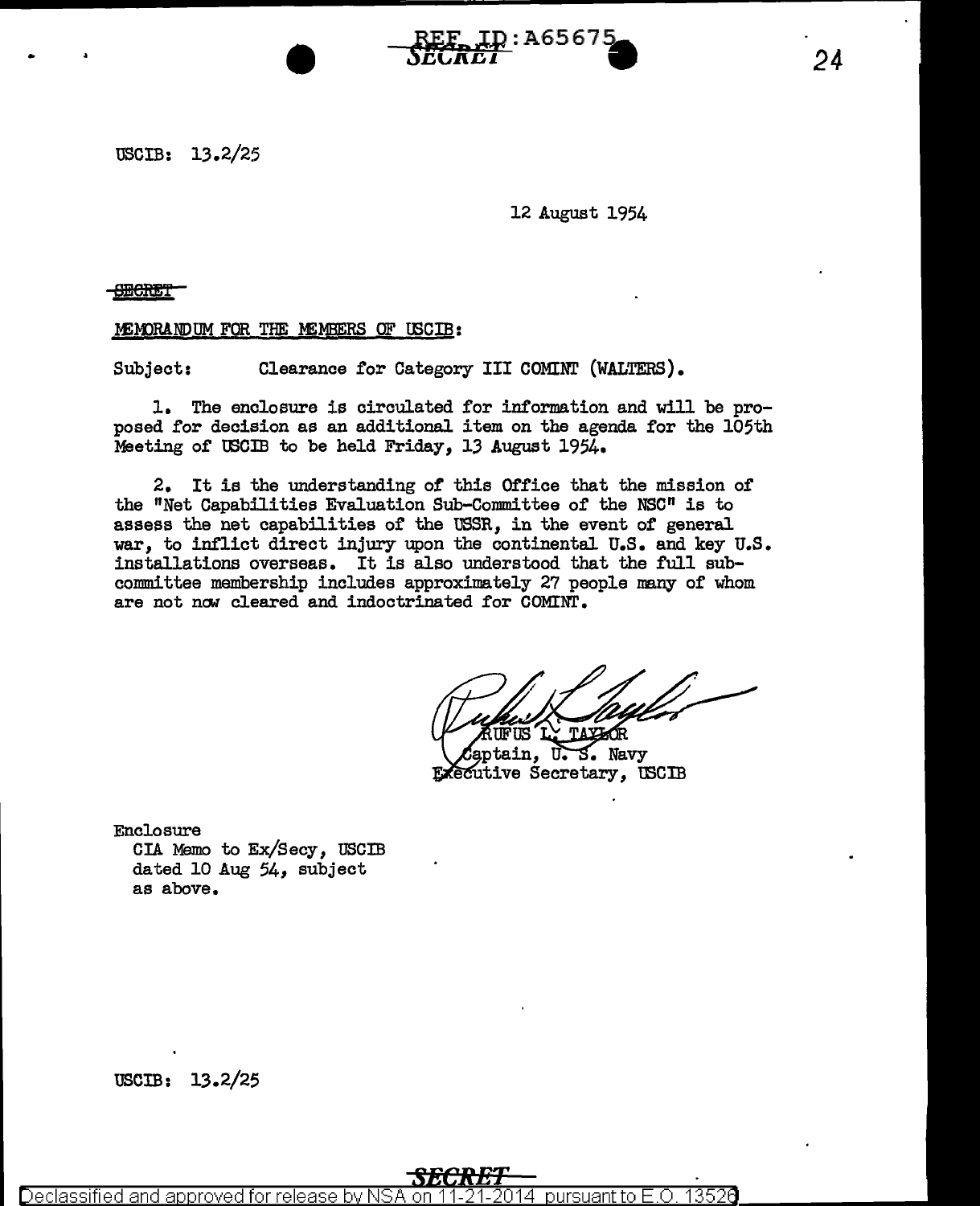REF ID:A65675

SECRET

USCIB: 13.2/25

12 August 1954

SECRET

MEMORANDUM FOR THE MEMBERS OF USCIB:

Subject: Clearance for Category III COMINT (WALTERS).

1. The enclosure is circulated for information and will be proposed for decision as an additional item on the agenda for the 105th Meeting of USCIB to be held Friday, 13 August 1954.

2. It is the understanding of this Office that the mission of the "Net Capabilities Evaluation Sub-Committee of the NSC" is to assess the net capabilities of the USSR, in the event of general war, to inflict direct injury upon the continental U.S. and key U.S. installations overseas. It is also understood that the full sub-committee membership includes approximately 27 people many of whom are not now cleared and indoctrinated for COMINT.

RUFUS L. TAYLOR
Captain, U. S. Navy
Executive Secretary, USCIB

Enclosure
CIA Memo to Ex/Secy, USCIB
dated 10 Aug 54, subject
as above.

USCIB: 13.2/25

SECRET

Declassified and approved for release by NSA on 11-21-2014 pursuant to E.O. 13526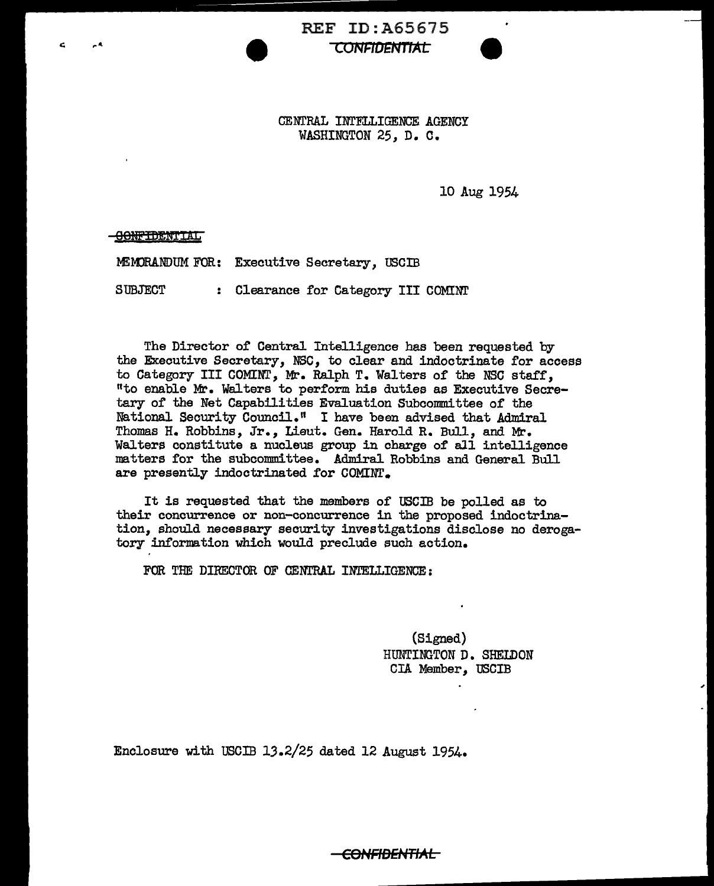REF ID:A65675

CONFIDENTIAL

CENTRAL INTELLIGENCE AGENCY
WASHINGTON 25, D. C.

10 Aug 1954

CONFIDENTIAL

MEMORANDUM FOR: Executive Secretary, USCIB

SUBJECT : Clearance for Category III COMINT

The Director of Central Intelligence has been requested by the Executive Secretary, NSC, to clear and indoctrinate for access to Category III COMINT, Mr. Ralph T. Walters of the NSC staff, "to enable Mr. Walters to perform his duties as Executive Secretary of the Net Capabilities Evaluation Subcommittee of the National Security Council." I have been advised that Admiral Thomas H. Robbins, Jr., Lieut. Gen. Harold R. Bull, and Mr. Walters constitute a nucleus group in charge of all intelligence matters for the subcommittee. Admiral Robbins and General Bull are presently indoctrinated for COMINT.

It is requested that the members of USCIB be polled as to their concurrence or non-concurrence in the proposed indoctrination, should necessary security investigations disclose no derogatory information which would preclude such action.

FOR THE DIRECTOR OF CENTRAL INTELLIGENCE:

(Signed)
HUNTINGTON D. SHELDON
CIA Member, USCIB

Enclosure with USCIB 13.2/25 dated 12 August 1954.

CONFIDENTIAL